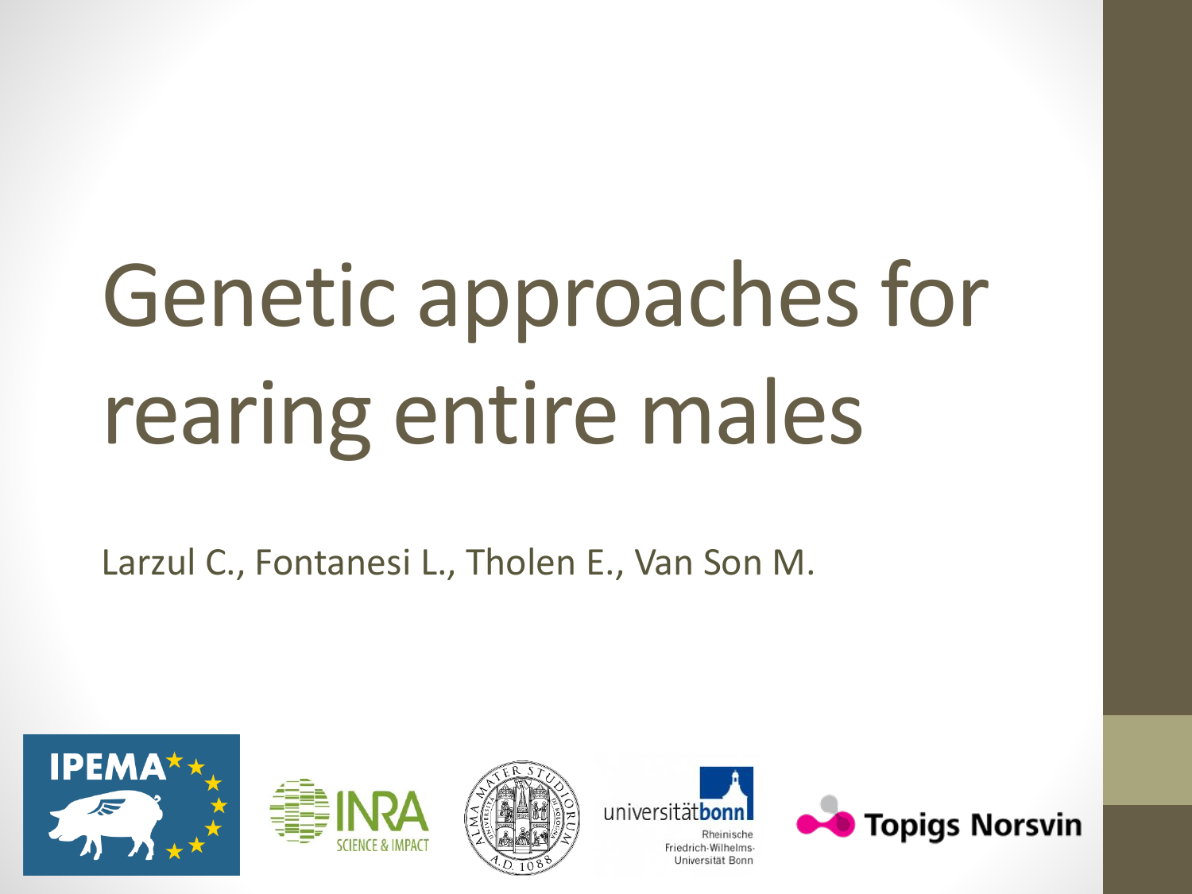# Genetic approaches for rearing entire males

Larzul C., Fontanesi L., Tholen E., Van Son M.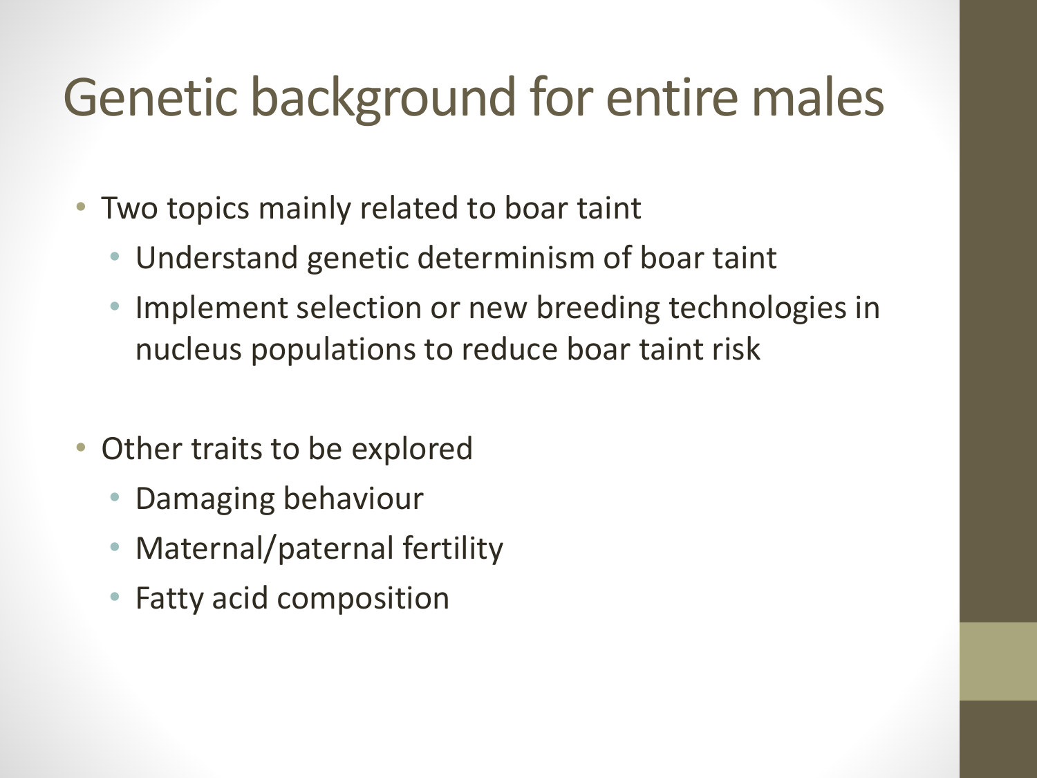# Genetic background for entire males

- Two topics mainly related to boar taint
  - Understand genetic determinism of boar taint
  - Implement selection or new breeding technologies in nucleus populations to reduce boar taint risk

- Other traits to be explored
  - Damaging behaviour
  - Maternal/paternal fertility
  - Fatty acid composition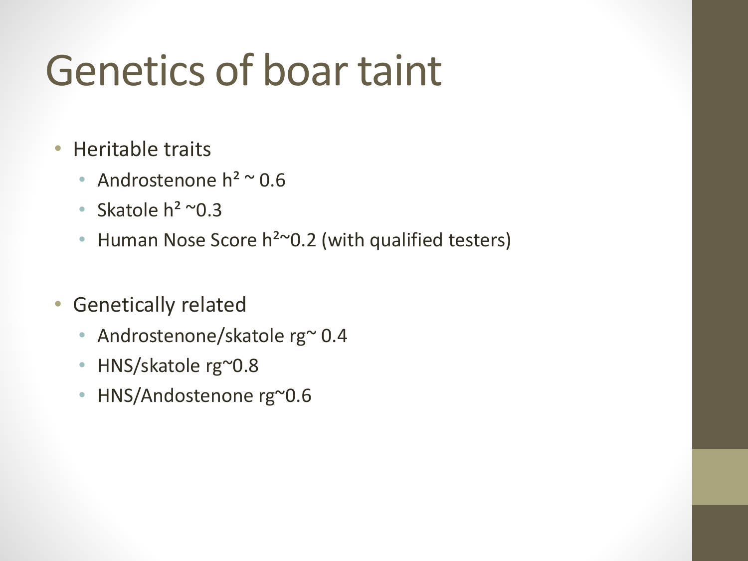# Genetics of boar taint

- Heritable traits
  - Androstenone $h^2 \sim 0.6$
  - Skatole $h^2 \sim 0.3$
  - Human Nose Score $h^2 \sim 0.2$ (with qualified testers)

- Genetically related
  - Androstenone/skatole $r_g \sim 0.4$
  - HNS/skatole $r_g \sim 0.8$
  - HNS/Andostenone $r_g \sim 0.6$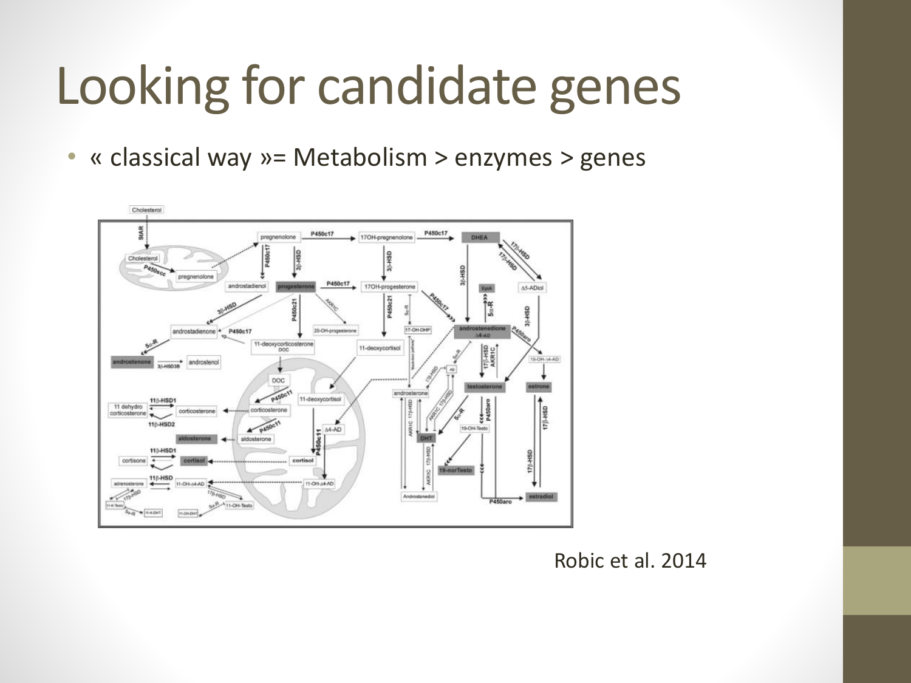# Looking for candidate genes

- « classical way »= Metabolism > enzymes > genes

Robic et al. 2014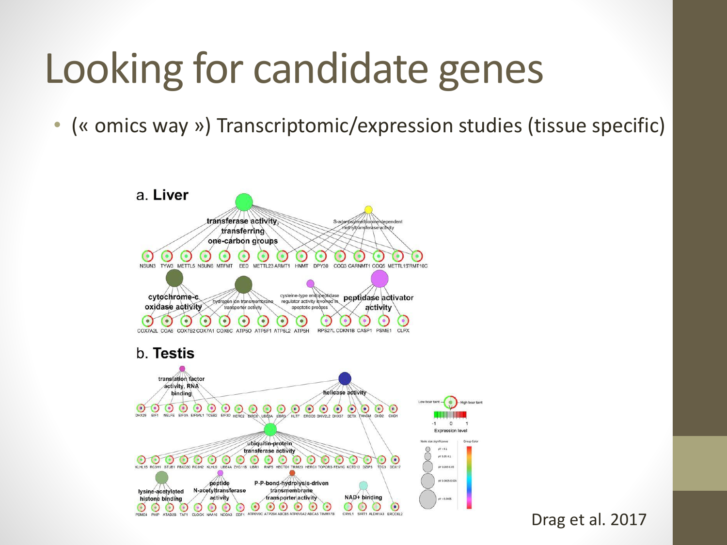# Looking for candidate genes

- (« omics way ») Transcriptomic/expression studies (tissue specific)

Drag et al. 2017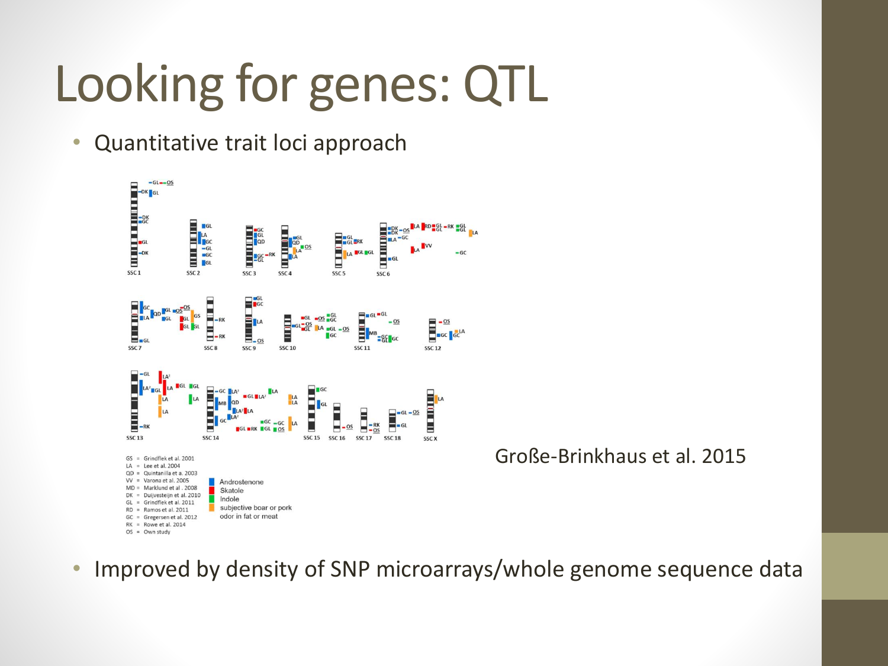# Looking for genes: QTL

- Quantitative trait loci approach

GS = Grindflek et al. 2001
LA = Lee et al. 2004
QD = Quintanilla et a. 2003
VV = Varona et al. 2005
MD = Marklund et al . 2008
DK = Duijvesteijn et al. 2010
GL = Grindflek et al. 2011
RD = Ramos et al. 2011
GC = Gregersen et al. 2012
RK = Rowe et al. 2014
OS = Own study

Androstenone
Skatole
Indole
subjective boar or pork odor in fat or meat

Große-Brinkhaus et al. 2015

- Improved by density of SNP microarrays/whole genome sequence data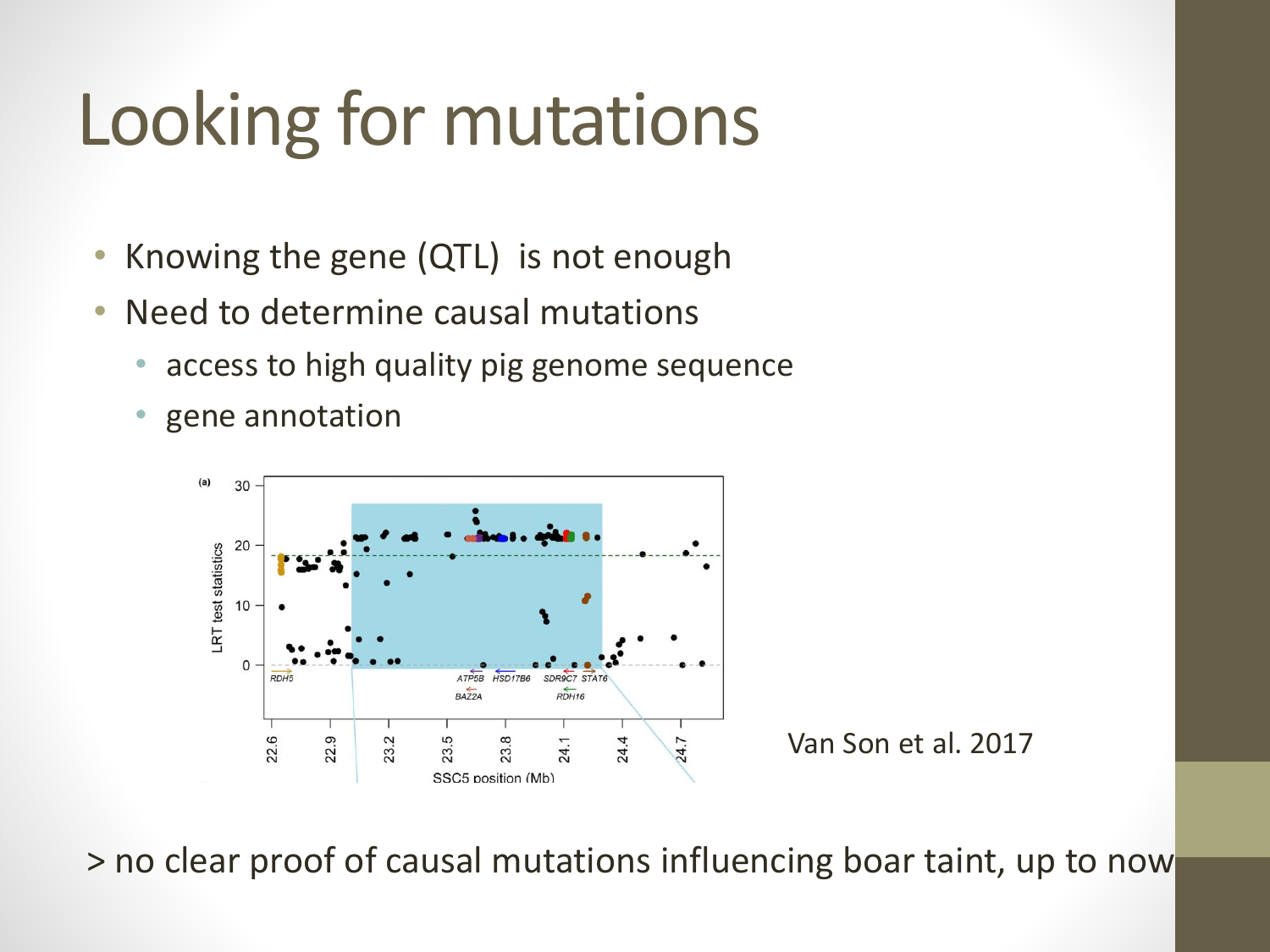# Looking for mutations

- Knowing the gene (QTL) is not enough
- Need to determine causal mutations
  - access to high quality pig genome sequence
  - gene annotation

Van Son et al. 2017

> no clear proof of causal mutations influencing boar taint, up to now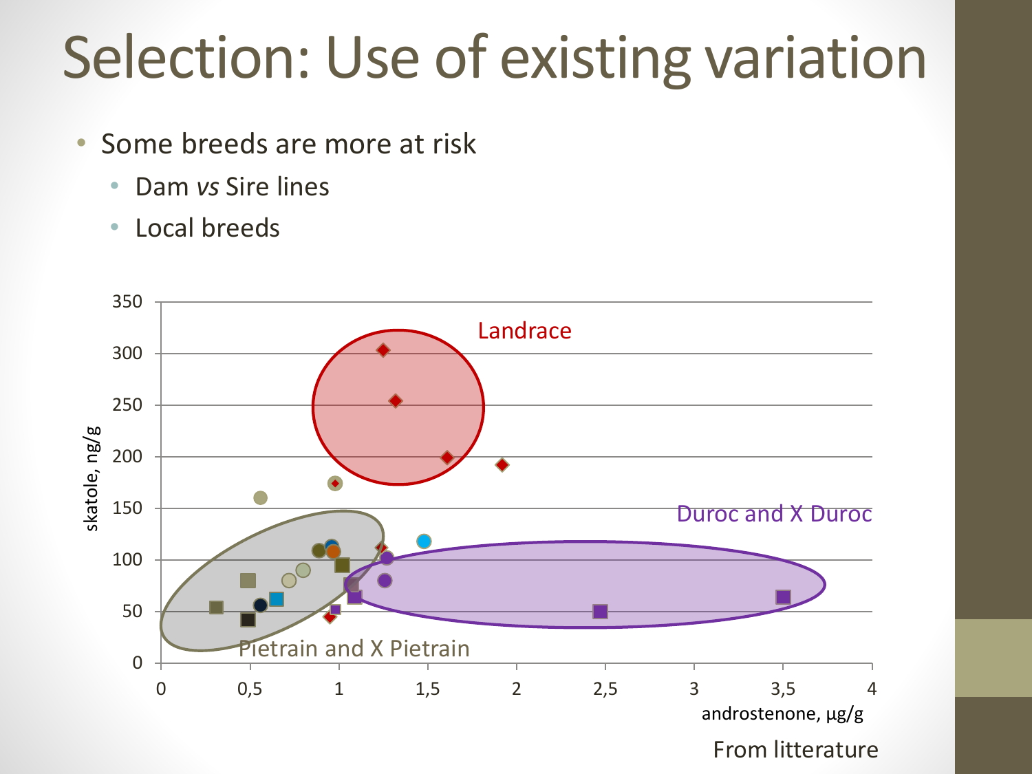# Selection: Use of existing variation

- Some breeds are more at risk
  - Dam *vs* Sire lines
  - Local breeds

From litterature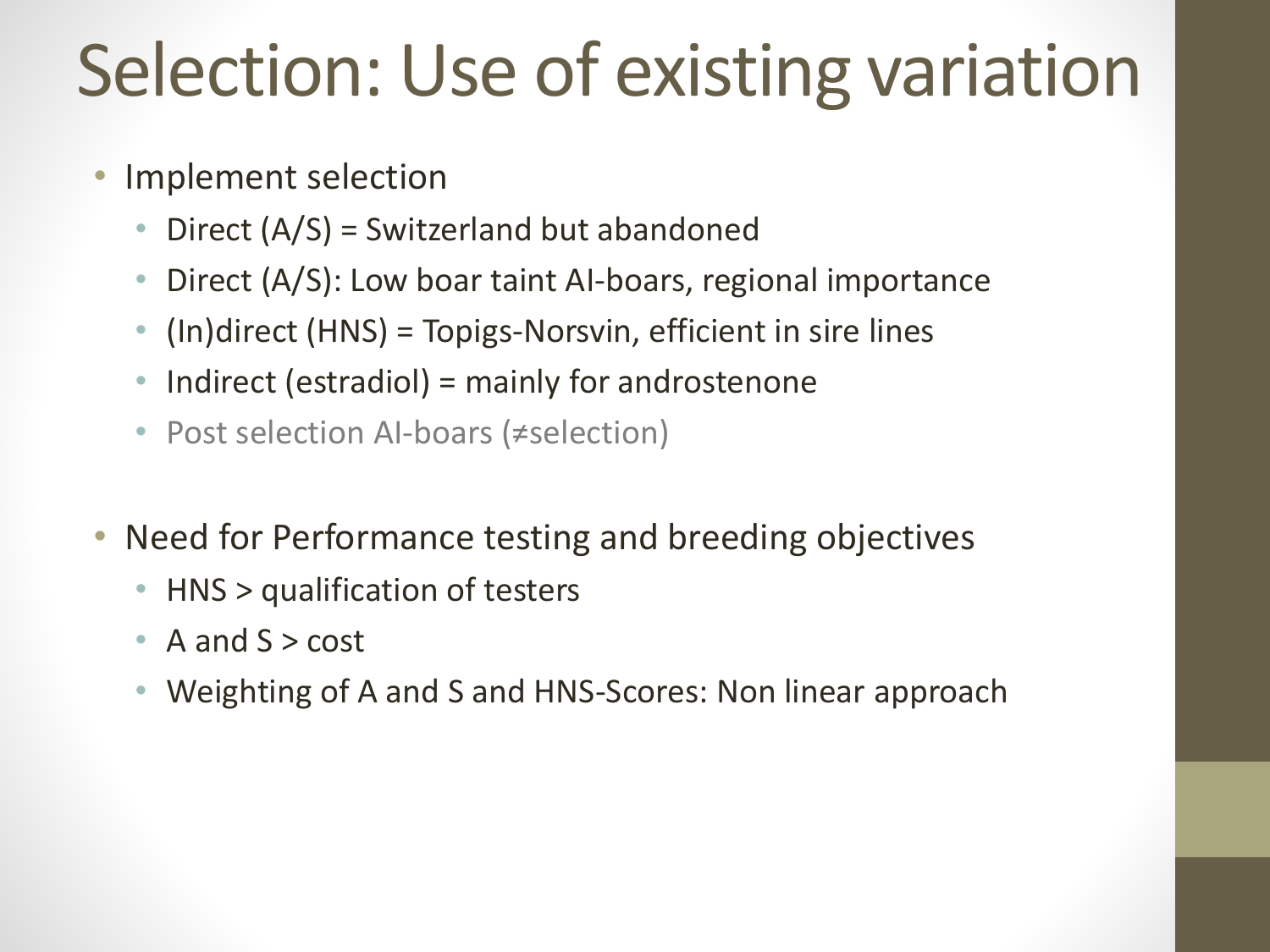# Selection: Use of existing variation

- Implement selection
  - Direct (A/S) = Switzerland but abandoned
  - Direct (A/S): Low boar taint AI-boars, regional importance
  - (In)direct (HNS) = Topigs-Norsvin, efficient in sire lines
  - Indirect (estradiol) = mainly for androstenone
  - Post selection AI-boars (≠selection)

- Need for Performance testing and breeding objectives
  - HNS > qualification of testers
  - A and S > cost
  - Weighting of A and S and HNS-Scores: Non linear approach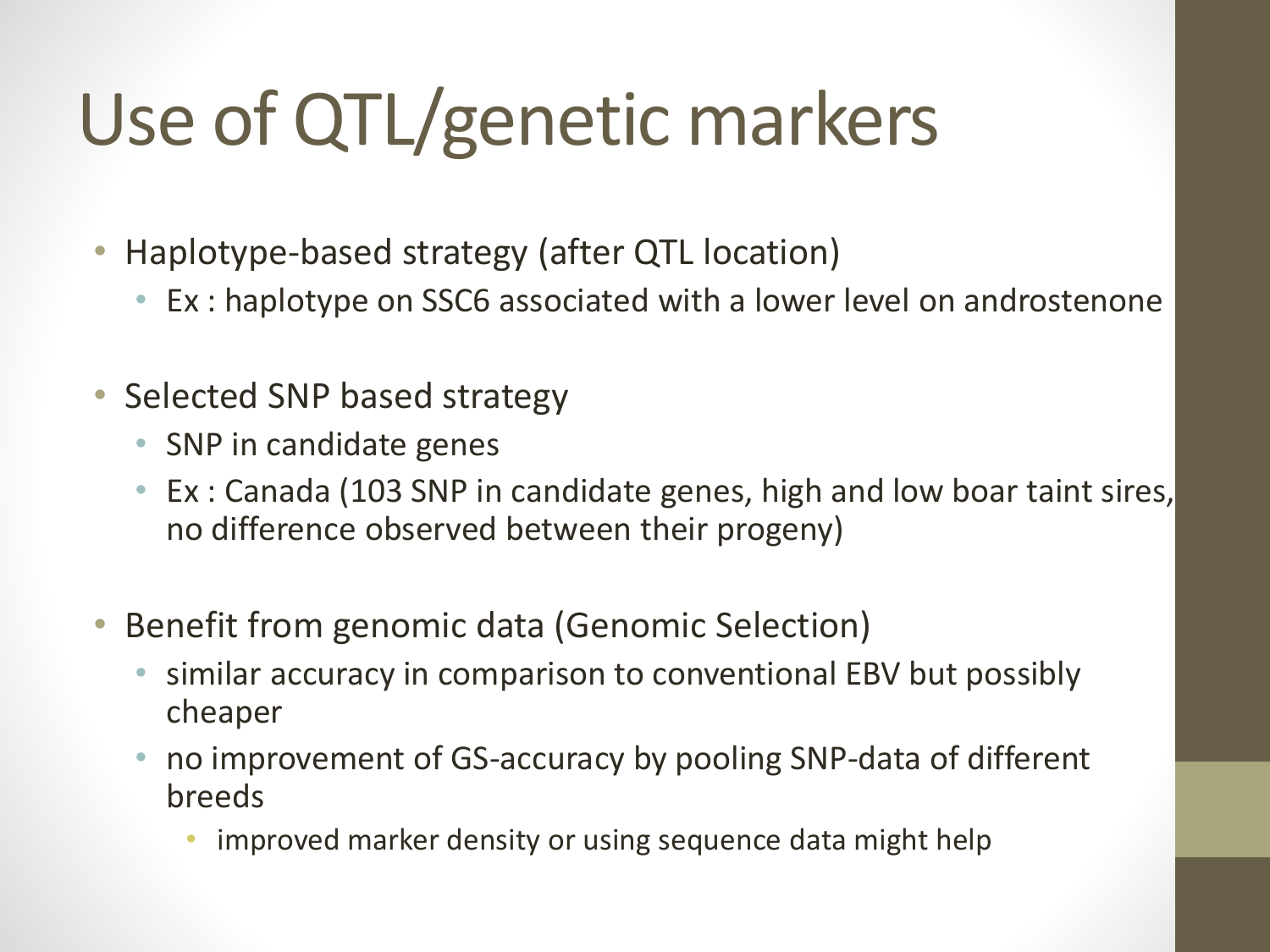# Use of QTL/genetic markers

- Haplotype-based strategy (after QTL location)
  - Ex : haplotype on SSC6 associated with a lower level on androstenone
- Selected SNP based strategy
  - SNP in candidate genes
  - Ex : Canada (103 SNP in candidate genes, high and low boar taint sires, no difference observed between their progeny)
- Benefit from genomic data (Genomic Selection)
  - similar accuracy in comparison to conventional EBV but possibly cheaper
  - no improvement of GS-accuracy by pooling SNP-data of different breeds
    - improved marker density or using sequence data might help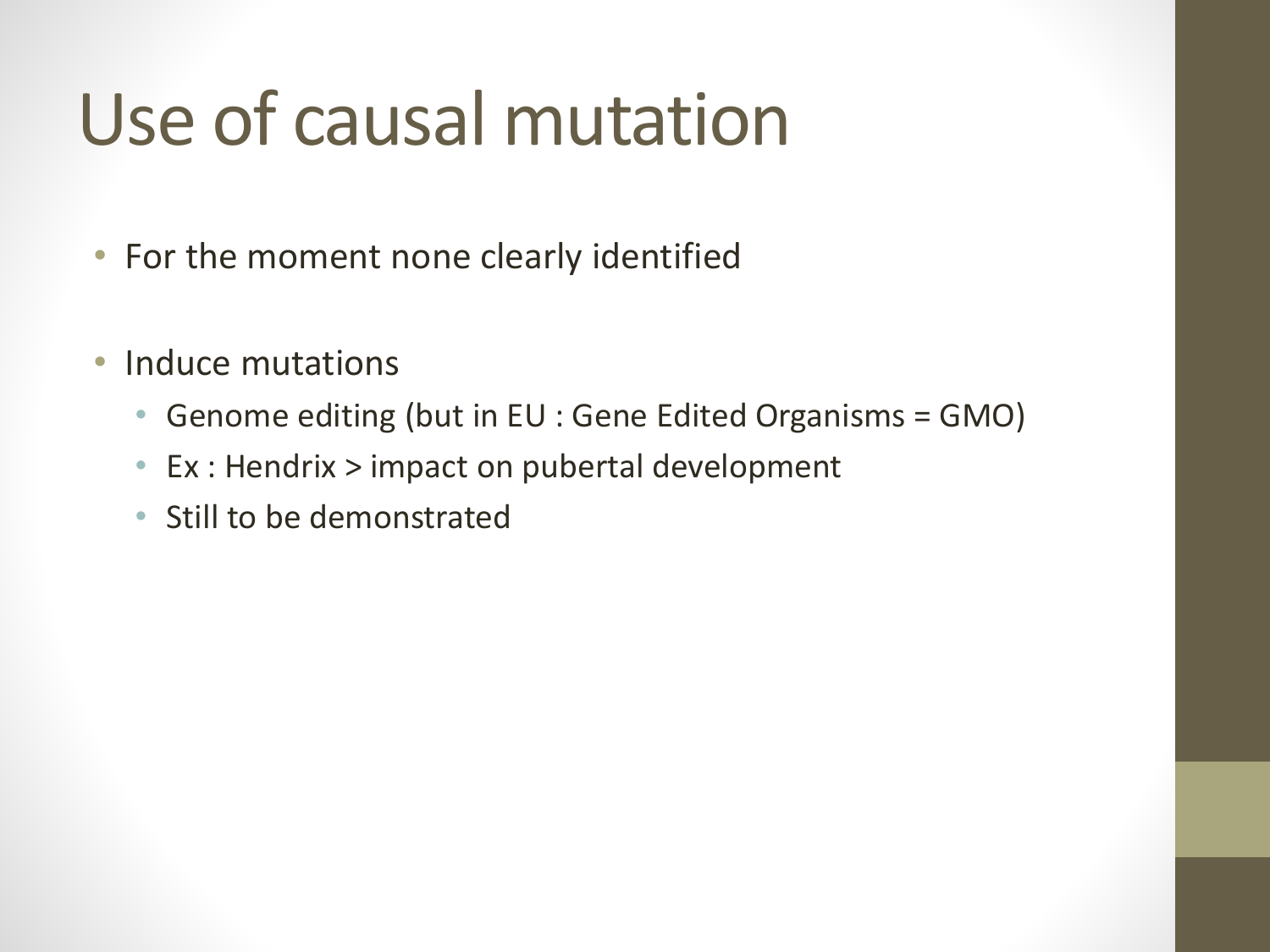# Use of causal mutation

- For the moment none clearly identified
- Induce mutations
  - Genome editing (but in EU : Gene Edited Organisms = GMO)
  - Ex : Hendrix > impact on pubertal development
  - Still to be demonstrated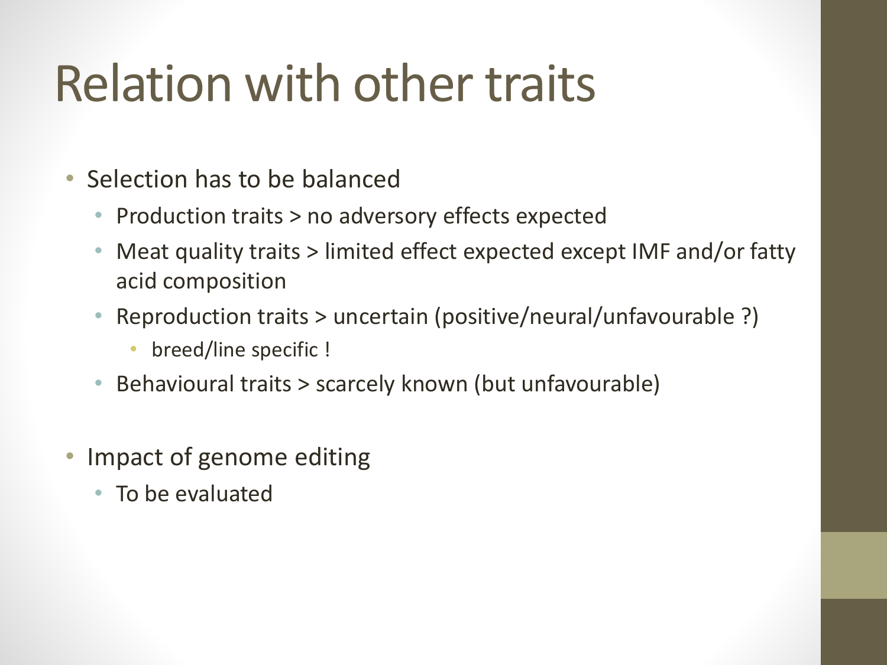# Relation with other traits

- Selection has to be balanced
  - Production traits > no adversory effects expected
  - Meat quality traits > limited effect expected except IMF and/or fatty acid composition
  - Reproduction traits > uncertain (positive/neural/unfavourable ?)
    - breed/line specific !
  - Behavioural traits > scarcely known (but unfavourable)
- Impact of genome editing
  - To be evaluated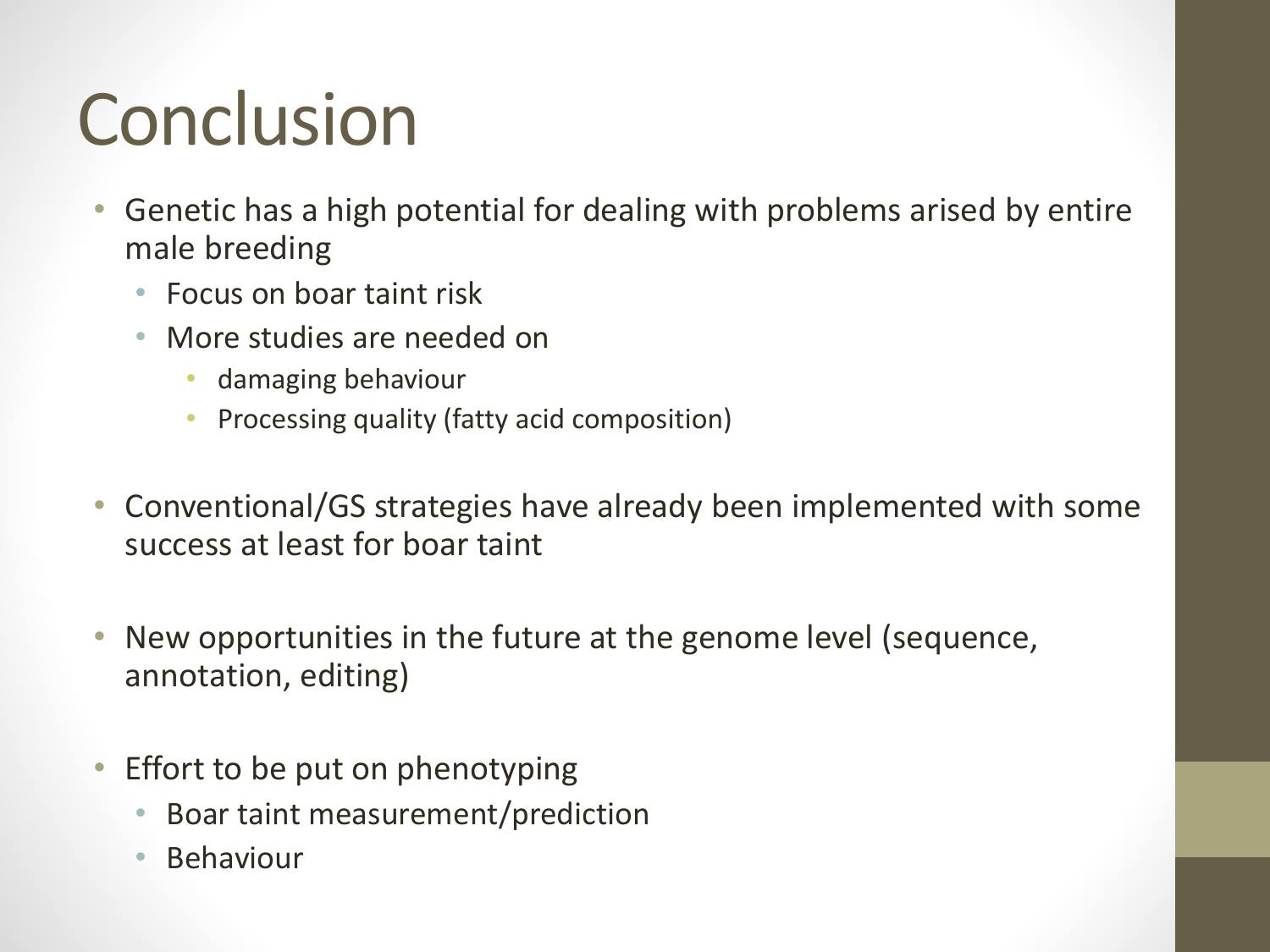# Conclusion

- Genetic has a high potential for dealing with problems arised by entire male breeding
  - Focus on boar taint risk
  - More studies are needed on
    - damaging behaviour
    - Processing quality (fatty acid composition)
- Conventional/GS strategies have already been implemented with some success at least for boar taint
- New opportunities in the future at the genome level (sequence, annotation, editing)
- Effort to be put on phenotyping
  - Boar taint measurement/prediction
  - Behaviour